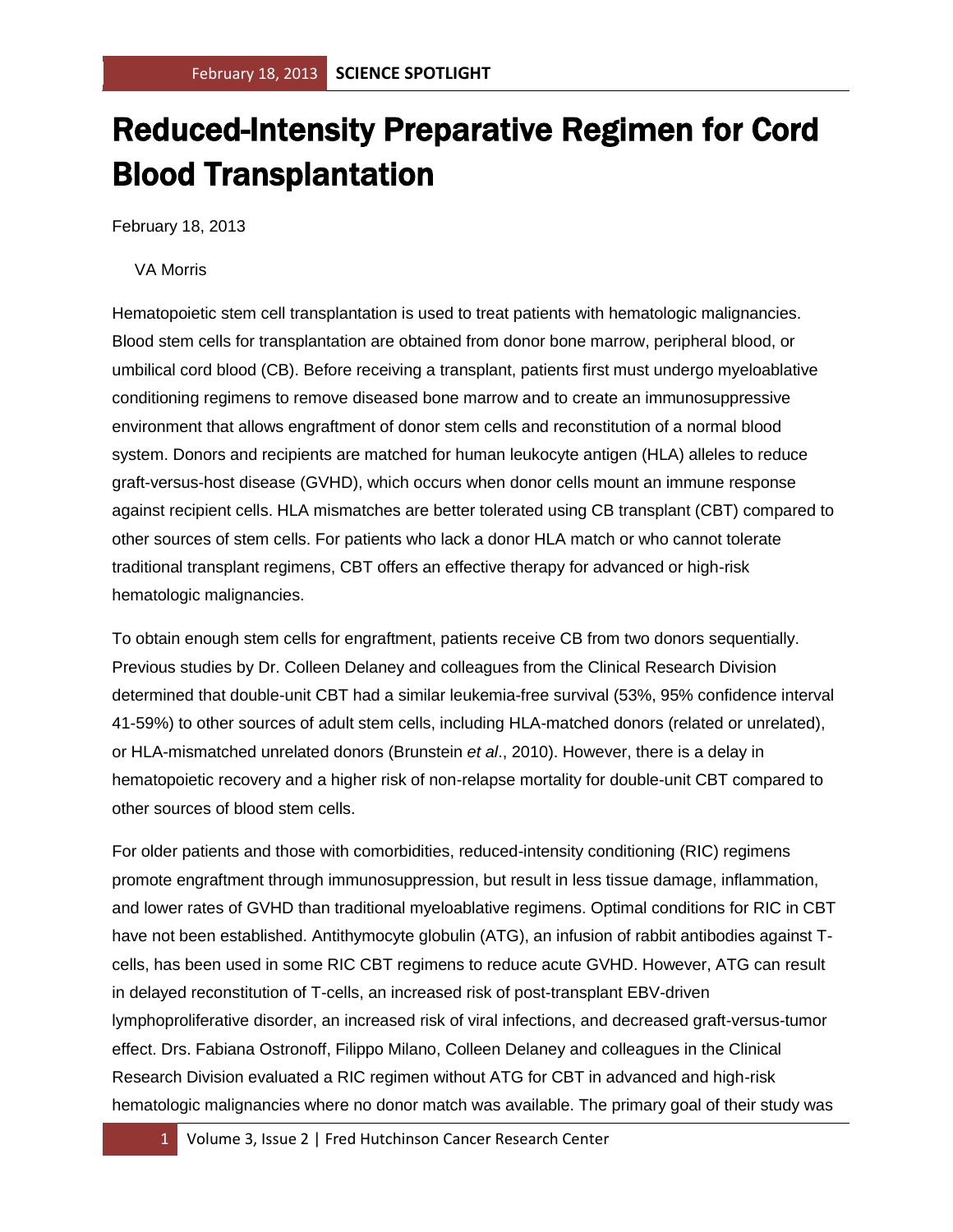# Reduced-Intensity Preparative Regimen for Cord Blood Transplantation

February 18, 2013

VA Morris

Hematopoietic stem cell transplantation is used to treat patients with hematologic malignancies. Blood stem cells for transplantation are obtained from donor bone marrow, peripheral blood, or umbilical cord blood (CB). Before receiving a transplant, patients first must undergo myeloablative conditioning regimens to remove diseased bone marrow and to create an immunosuppressive environment that allows engraftment of donor stem cells and reconstitution of a normal blood system. Donors and recipients are matched for human leukocyte antigen (HLA) alleles to reduce graft-versus-host disease (GVHD), which occurs when donor cells mount an immune response against recipient cells. HLA mismatches are better tolerated using CB transplant (CBT) compared to other sources of stem cells. For patients who lack a donor HLA match or who cannot tolerate traditional transplant regimens, CBT offers an effective therapy for advanced or high-risk hematologic malignancies.

To obtain enough stem cells for engraftment, patients receive CB from two donors sequentially. Previous studies by Dr. Colleen Delaney and colleagues from the Clinical Research Division determined that double-unit CBT had a similar leukemia-free survival (53%, 95% confidence interval 41-59%) to other sources of adult stem cells, including HLA-matched donors (related or unrelated), or HLA-mismatched unrelated donors (Brunstein *et al*., 2010). However, there is a delay in hematopoietic recovery and a higher risk of non-relapse mortality for double-unit CBT compared to other sources of blood stem cells.

For older patients and those with comorbidities, reduced-intensity conditioning (RIC) regimens promote engraftment through immunosuppression, but result in less tissue damage, inflammation, and lower rates of GVHD than traditional myeloablative regimens. Optimal conditions for RIC in CBT have not been established. Antithymocyte globulin (ATG), an infusion of rabbit antibodies against T-cells, has been used in some RIC CBT regimens to reduce acute GVHD. However, ATG can result in delayed reconstitution of T-cells, an increased risk of post-transplant EBV-driven lymphoproliferative disorder, an increased risk of viral infections, and decreased graft-versus-tumor effect. Drs. Fabiana Ostronoff, Filippo Milano, Colleen Delaney and colleagues in the Clinical Research Division evaluated a RIC regimen without ATG for CBT in advanced and high-risk hematologic malignancies where no donor match was available. The primary goal of their study was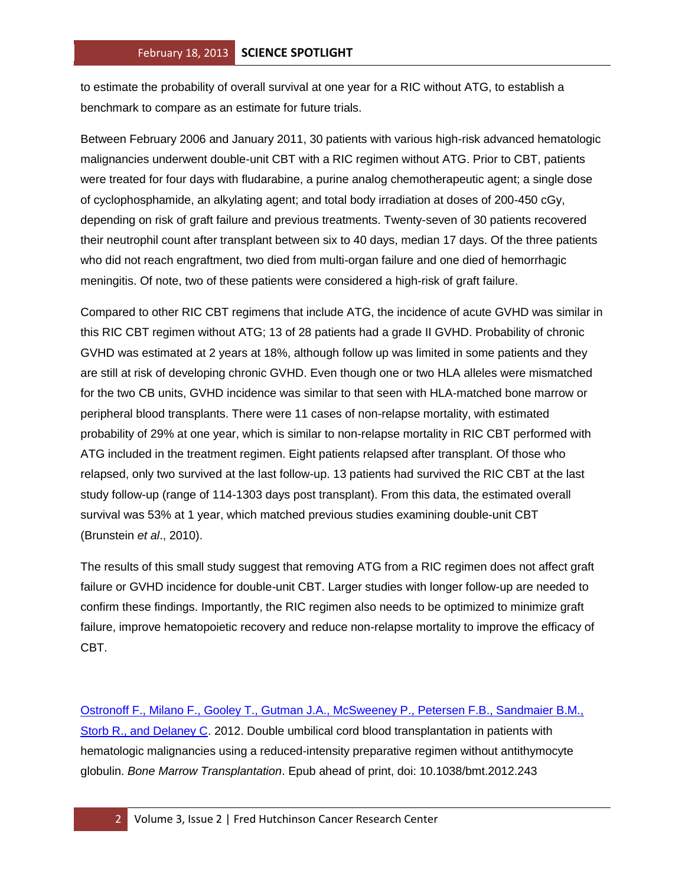to estimate the probability of overall survival at one year for a RIC without ATG, to establish a benchmark to compare as an estimate for future trials.

Between February 2006 and January 2011, 30 patients with various high-risk advanced hematologic malignancies underwent double-unit CBT with a RIC regimen without ATG. Prior to CBT, patients were treated for four days with fludarabine, a purine analog chemotherapeutic agent; a single dose of cyclophosphamide, an alkylating agent; and total body irradiation at doses of 200-450 cGy, depending on risk of graft failure and previous treatments. Twenty-seven of 30 patients recovered their neutrophil count after transplant between six to 40 days, median 17 days. Of the three patients who did not reach engraftment, two died from multi-organ failure and one died of hemorrhagic meningitis. Of note, two of these patients were considered a high-risk of graft failure.

Compared to other RIC CBT regimens that include ATG, the incidence of acute GVHD was similar in this RIC CBT regimen without ATG; 13 of 28 patients had a grade II GVHD. Probability of chronic GVHD was estimated at 2 years at 18%, although follow up was limited in some patients and they are still at risk of developing chronic GVHD. Even though one or two HLA alleles were mismatched for the two CB units, GVHD incidence was similar to that seen with HLA-matched bone marrow or peripheral blood transplants. There were 11 cases of non-relapse mortality, with estimated probability of 29% at one year, which is similar to non-relapse mortality in RIC CBT performed with ATG included in the treatment regimen. Eight patients relapsed after transplant. Of those who relapsed, only two survived at the last follow-up. 13 patients had survived the RIC CBT at the last study follow-up (range of 114-1303 days post transplant). From this data, the estimated overall survival was 53% at 1 year, which matched previous studies examining double-unit CBT (Brunstein *et al*., 2010).

The results of this small study suggest that removing ATG from a RIC regimen does not affect graft failure or GVHD incidence for double-unit CBT. Larger studies with longer follow-up are needed to confirm these findings. Importantly, the RIC regimen also needs to be optimized to minimize graft failure, improve hematopoietic recovery and reduce non-relapse mortality to improve the efficacy of CBT.

Ostronoff F., Milano F., Gooley T., Gutman J.A., McSweeney P., Petersen F.B., Sandmaier B.M., Storb R., and Delaney C. 2012. Double umbilical cord blood transplantation in patients with hematologic malignancies using a reduced-intensity preparative regimen without antithymocyte globulin. *Bone Marrow Transplantation*. Epub ahead of print, doi: 10.1038/bmt.2012.243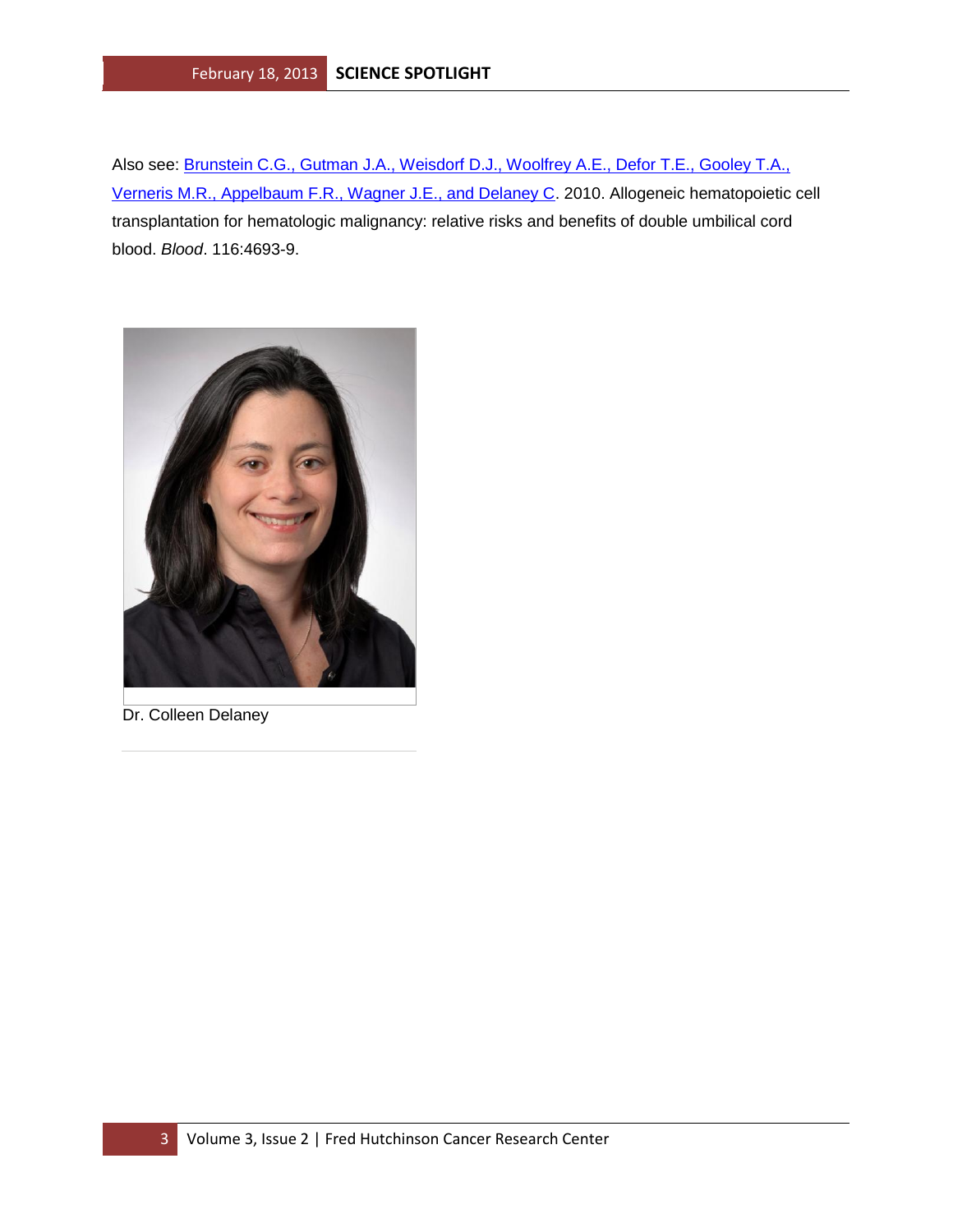Also see: [Brunstein C.G., Gutman J.A., Weisdorf D.J., Woolfrey A.E., Defor T.E., Gooley T.A., Verneris M.R., Appelbaum F.R., Wagner J.E., and Delaney C](). 2010. Allogeneic hematopoietic cell transplantation for hematologic malignancy: relative risks and benefits of double umbilical cord blood. *Blood*. 116:4693-9.

Dr. Colleen Delaney